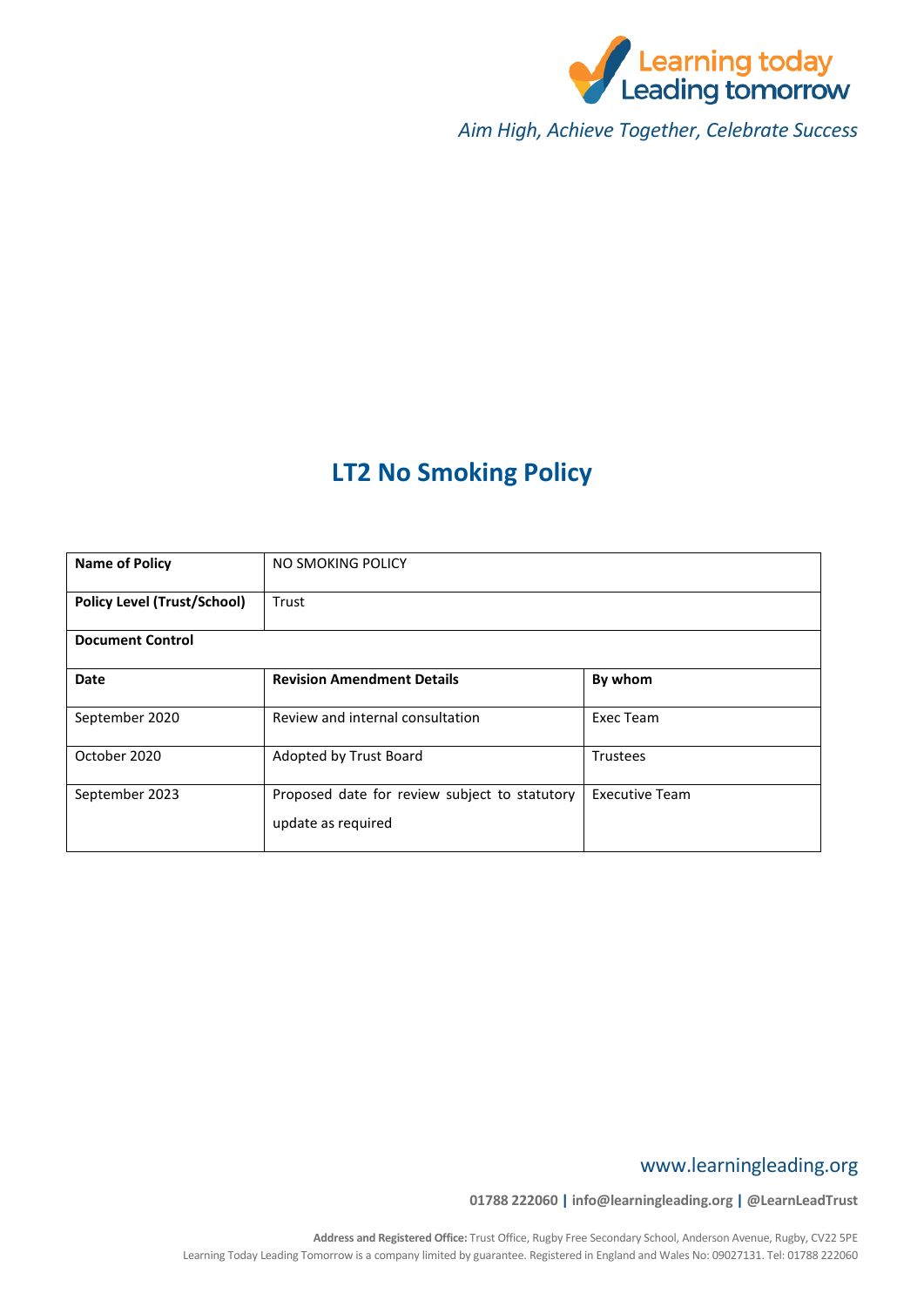Learning today Leading tomorrow

*Aim High, Achieve Together, Celebrate Success*

# LT2 No Smoking Policy

| **Name of Policy** | NO SMOKING POLICY | |
|---|---|---|
| **Policy Level (Trust/School)** | Trust | |
| **Document Control** | | |
| **Date** | **Revision Amendment Details** | **By whom** |
| September 2020 | Review and internal consultation | Exec Team |
| October 2020 | Adopted by Trust Board | Trustees |
| September 2023 | Proposed date for review subject to statutory update as required | Executive Team |

www.learningleading.org

**01788 222060 | info@learningleading.org | @LearnLeadTrust**

**Address and Registered Office:** Trust Office, Rugby Free Secondary School, Anderson Avenue, Rugby, CV22 5PE
Learning Today Leading Tomorrow is a company limited by guarantee. Registered in England and Wales No: 09027131. Tel: 01788 222060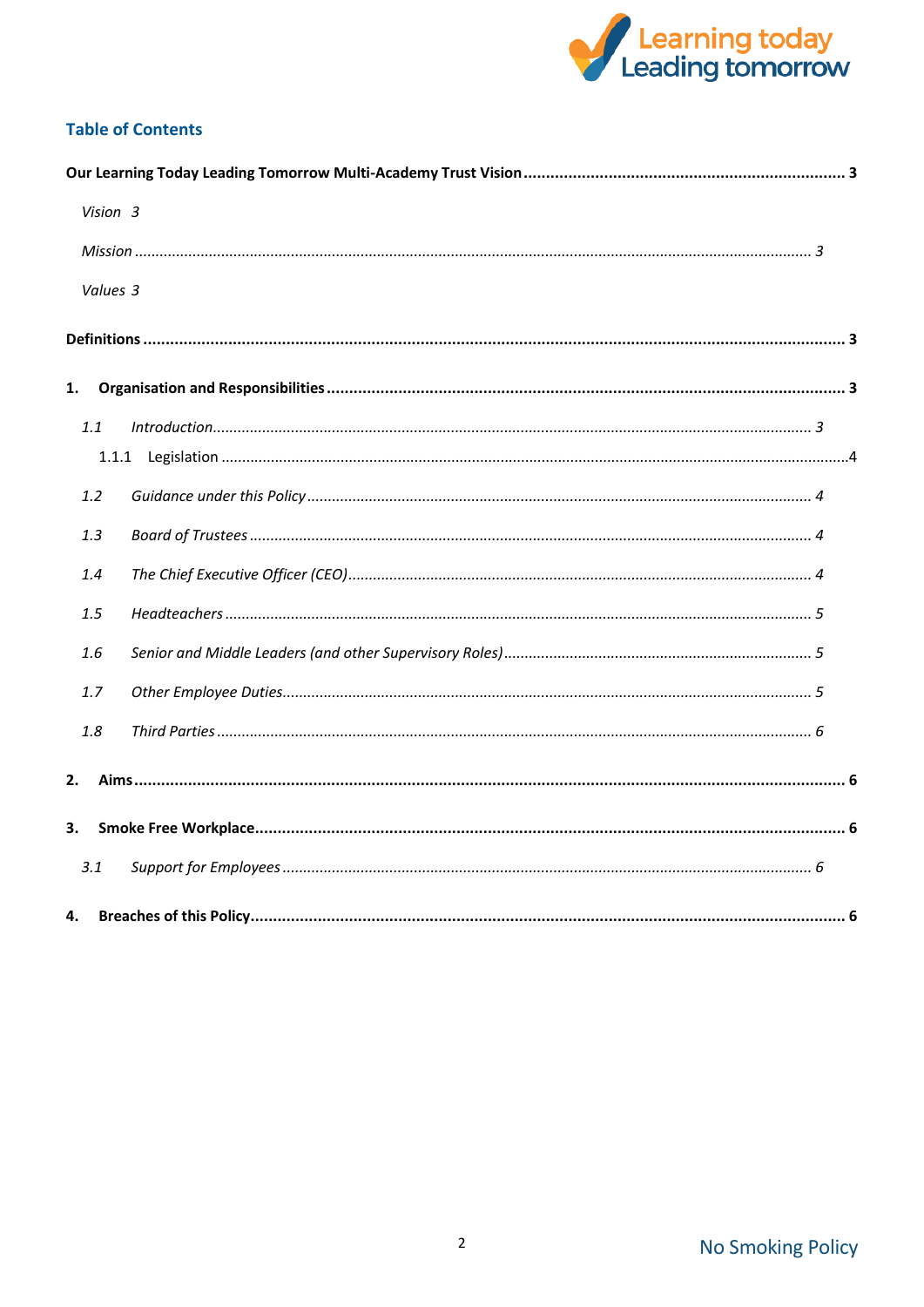## Table of Contents

**Our Learning Today Leading Tomorrow Multi-Academy Trust Vision ..... 3**

*Vision 3*

*Mission ..... 3*

*Values 3*

**Definitions ..... 3**

**1. Organisation and Responsibilities ..... 3**

*1.1 Introduction ..... 3*

1.1.1 Legislation ..... 4

*1.2 Guidance under this Policy ..... 4*

*1.3 Board of Trustees ..... 4*

*1.4 The Chief Executive Officer (CEO) ..... 4*

*1.5 Headteachers ..... 5*

*1.6 Senior and Middle Leaders (and other Supervisory Roles) ..... 5*

*1.7 Other Employee Duties ..... 5*

*1.8 Third Parties ..... 6*

**2. Aims ..... 6**

**3. Smoke Free Workplace ..... 6**

*3.1 Support for Employees ..... 6*

**4. Breaches of this Policy ..... 6**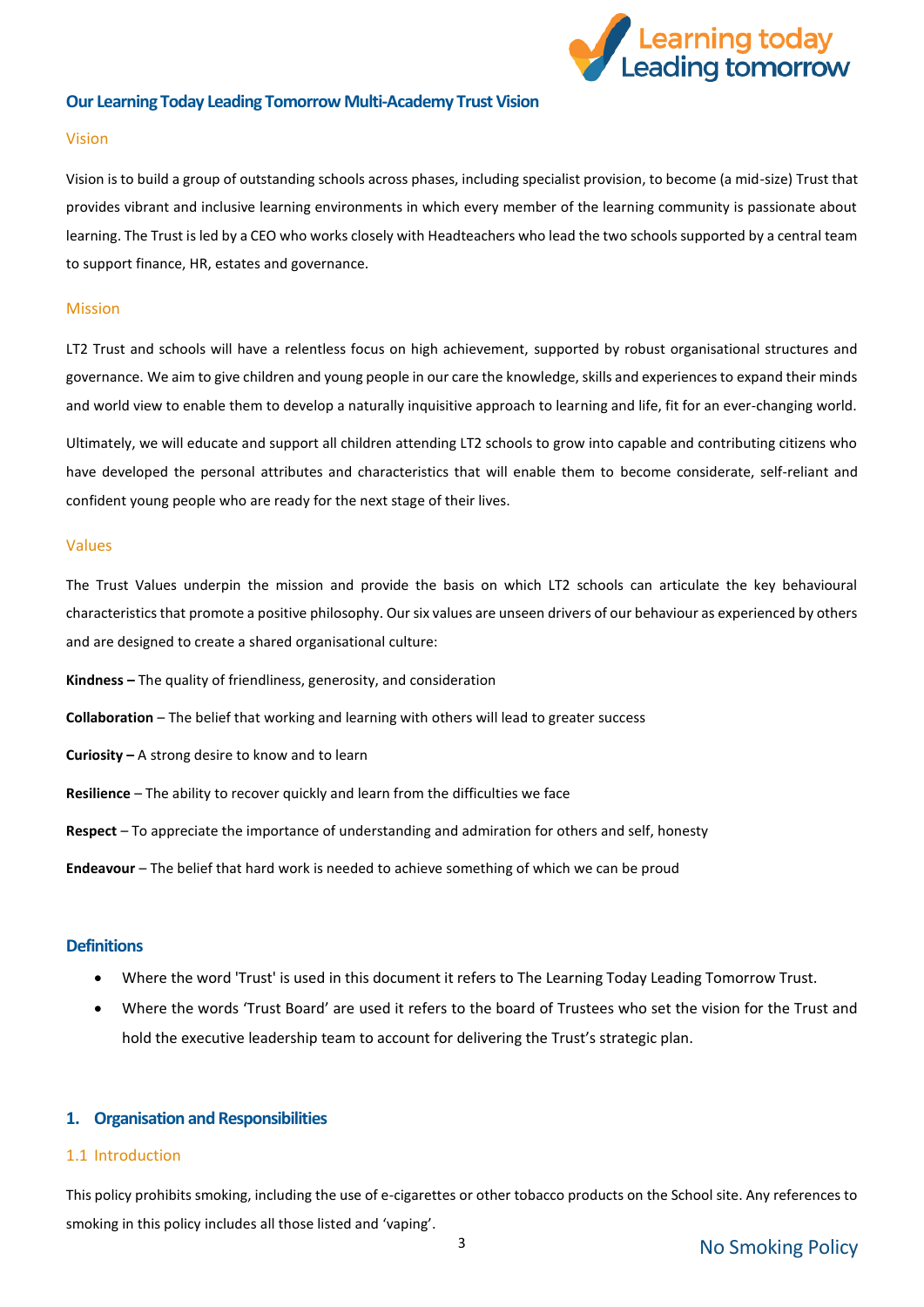## Our Learning Today Leading Tomorrow Multi-Academy Trust Vision

### Vision

Vision is to build a group of outstanding schools across phases, including specialist provision, to become (a mid-size) Trust that provides vibrant and inclusive learning environments in which every member of the learning community is passionate about learning. The Trust is led by a CEO who works closely with Headteachers who lead the two schools supported by a central team to support finance, HR, estates and governance.

### Mission

LT2 Trust and schools will have a relentless focus on high achievement, supported by robust organisational structures and governance. We aim to give children and young people in our care the knowledge, skills and experiences to expand their minds and world view to enable them to develop a naturally inquisitive approach to learning and life, fit for an ever-changing world.

Ultimately, we will educate and support all children attending LT2 schools to grow into capable and contributing citizens who have developed the personal attributes and characteristics that will enable them to become considerate, self-reliant and confident young people who are ready for the next stage of their lives.

### Values

The Trust Values underpin the mission and provide the basis on which LT2 schools can articulate the key behavioural characteristics that promote a positive philosophy. Our six values are unseen drivers of our behaviour as experienced by others and are designed to create a shared organisational culture:

**Kindness –** The quality of friendliness, generosity, and consideration

**Collaboration** – The belief that working and learning with others will lead to greater success

**Curiosity –** A strong desire to know and to learn

**Resilience** – The ability to recover quickly and learn from the difficulties we face

**Respect** – To appreciate the importance of understanding and admiration for others and self, honesty

**Endeavour** – The belief that hard work is needed to achieve something of which we can be proud

## Definitions

- Where the word 'Trust' is used in this document it refers to The Learning Today Leading Tomorrow Trust.
- Where the words 'Trust Board' are used it refers to the board of Trustees who set the vision for the Trust and hold the executive leadership team to account for delivering the Trust's strategic plan.

## 1. Organisation and Responsibilities

### 1.1 Introduction

This policy prohibits smoking, including the use of e-cigarettes or other tobacco products on the School site. Any references to smoking in this policy includes all those listed and 'vaping'.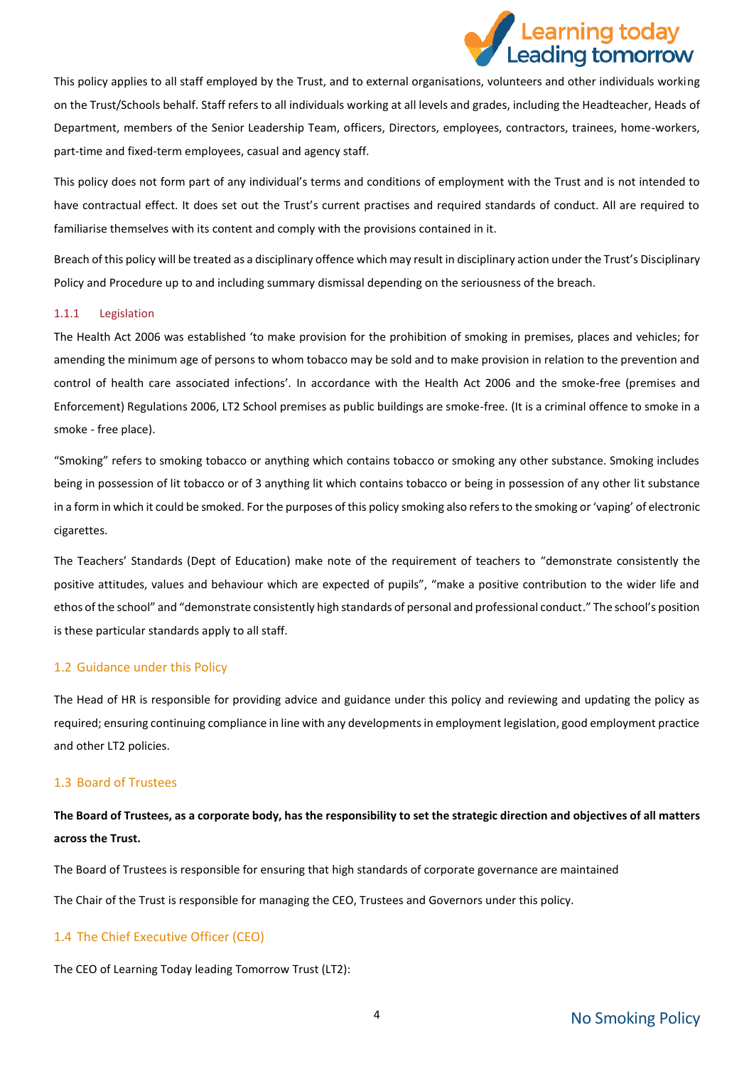This policy applies to all staff employed by the Trust, and to external organisations, volunteers and other individuals working on the Trust/Schools behalf. Staff refers to all individuals working at all levels and grades, including the Headteacher, Heads of Department, members of the Senior Leadership Team, officers, Directors, employees, contractors, trainees, home-workers, part-time and fixed-term employees, casual and agency staff.

This policy does not form part of any individual's terms and conditions of employment with the Trust and is not intended to have contractual effect. It does set out the Trust's current practises and required standards of conduct. All are required to familiarise themselves with its content and comply with the provisions contained in it.

Breach of this policy will be treated as a disciplinary offence which may result in disciplinary action under the Trust's Disciplinary Policy and Procedure up to and including summary dismissal depending on the seriousness of the breach.

#### 1.1.1 Legislation

The Health Act 2006 was established 'to make provision for the prohibition of smoking in premises, places and vehicles; for amending the minimum age of persons to whom tobacco may be sold and to make provision in relation to the prevention and control of health care associated infections'. In accordance with the Health Act 2006 and the smoke-free (premises and Enforcement) Regulations 2006, LT2 School premises as public buildings are smoke-free. (It is a criminal offence to smoke in a smoke - free place).

"Smoking" refers to smoking tobacco or anything which contains tobacco or smoking any other substance. Smoking includes being in possession of lit tobacco or of 3 anything lit which contains tobacco or being in possession of any other lit substance in a form in which it could be smoked. For the purposes of this policy smoking also refers to the smoking or 'vaping' of electronic cigarettes.

The Teachers' Standards (Dept of Education) make note of the requirement of teachers to "demonstrate consistently the positive attitudes, values and behaviour which are expected of pupils", "make a positive contribution to the wider life and ethos of the school" and "demonstrate consistently high standards of personal and professional conduct." The school's position is these particular standards apply to all staff.

### 1.2 Guidance under this Policy

The Head of HR is responsible for providing advice and guidance under this policy and reviewing and updating the policy as required; ensuring continuing compliance in line with any developments in employment legislation, good employment practice and other LT2 policies.

### 1.3 Board of Trustees

**The Board of Trustees, as a corporate body, has the responsibility to set the strategic direction and objectives of all matters across the Trust.**

The Board of Trustees is responsible for ensuring that high standards of corporate governance are maintained

The Chair of the Trust is responsible for managing the CEO, Trustees and Governors under this policy.

### 1.4 The Chief Executive Officer (CEO)

The CEO of Learning Today leading Tomorrow Trust (LT2):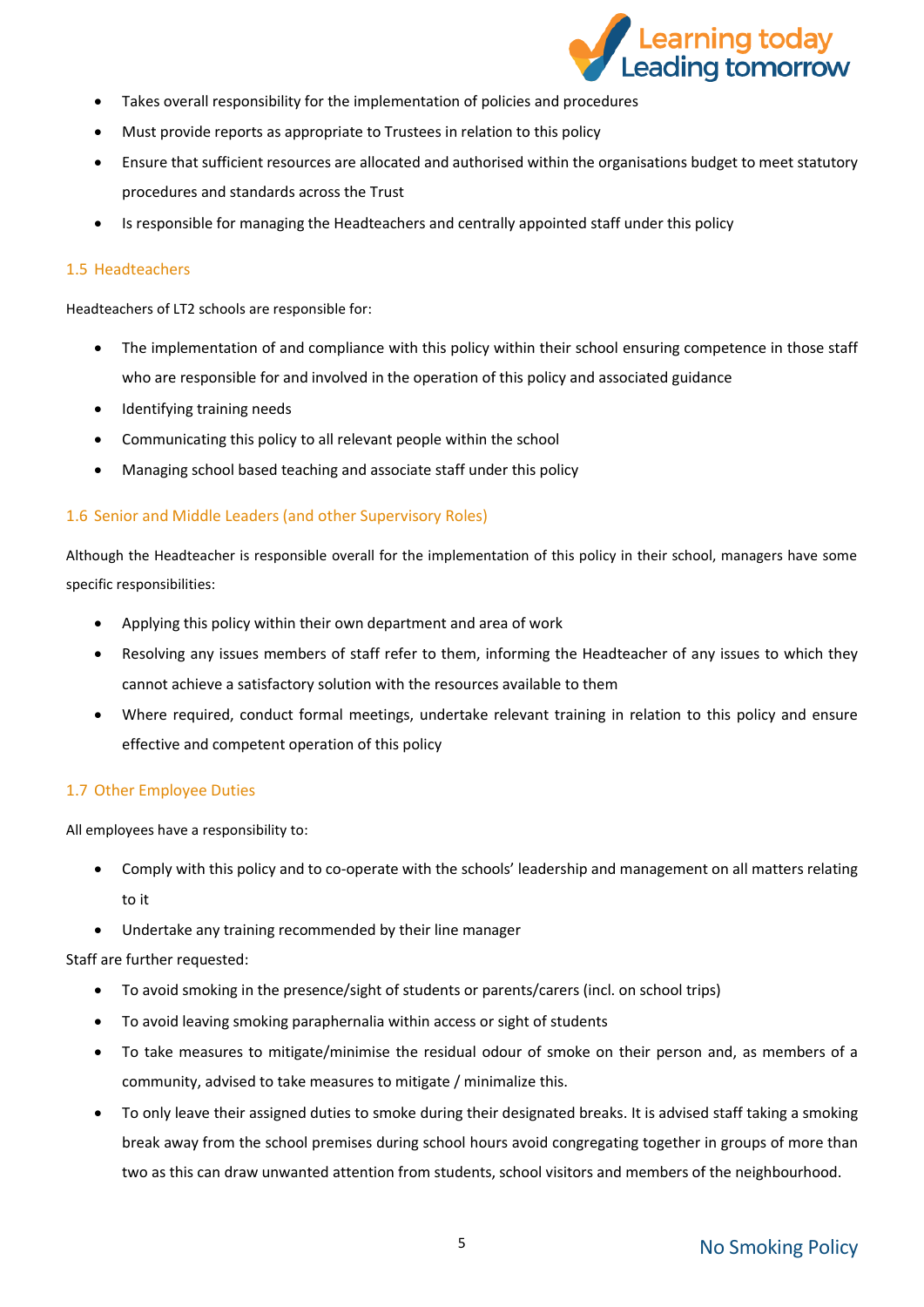- Takes overall responsibility for the implementation of policies and procedures
- Must provide reports as appropriate to Trustees in relation to this policy
- Ensure that sufficient resources are allocated and authorised within the organisations budget to meet statutory procedures and standards across the Trust
- Is responsible for managing the Headteachers and centrally appointed staff under this policy

### 1.5 Headteachers

Headteachers of LT2 schools are responsible for:

- The implementation of and compliance with this policy within their school ensuring competence in those staff who are responsible for and involved in the operation of this policy and associated guidance
- Identifying training needs
- Communicating this policy to all relevant people within the school
- Managing school based teaching and associate staff under this policy

### 1.6 Senior and Middle Leaders (and other Supervisory Roles)

Although the Headteacher is responsible overall for the implementation of this policy in their school, managers have some specific responsibilities:

- Applying this policy within their own department and area of work
- Resolving any issues members of staff refer to them, informing the Headteacher of any issues to which they cannot achieve a satisfactory solution with the resources available to them
- Where required, conduct formal meetings, undertake relevant training in relation to this policy and ensure effective and competent operation of this policy

### 1.7 Other Employee Duties

All employees have a responsibility to:

- Comply with this policy and to co-operate with the schools' leadership and management on all matters relating to it
- Undertake any training recommended by their line manager

Staff are further requested:

- To avoid smoking in the presence/sight of students or parents/carers (incl. on school trips)
- To avoid leaving smoking paraphernalia within access or sight of students
- To take measures to mitigate/minimise the residual odour of smoke on their person and, as members of a community, advised to take measures to mitigate / minimalize this.
- To only leave their assigned duties to smoke during their designated breaks. It is advised staff taking a smoking break away from the school premises during school hours avoid congregating together in groups of more than two as this can draw unwanted attention from students, school visitors and members of the neighbourhood.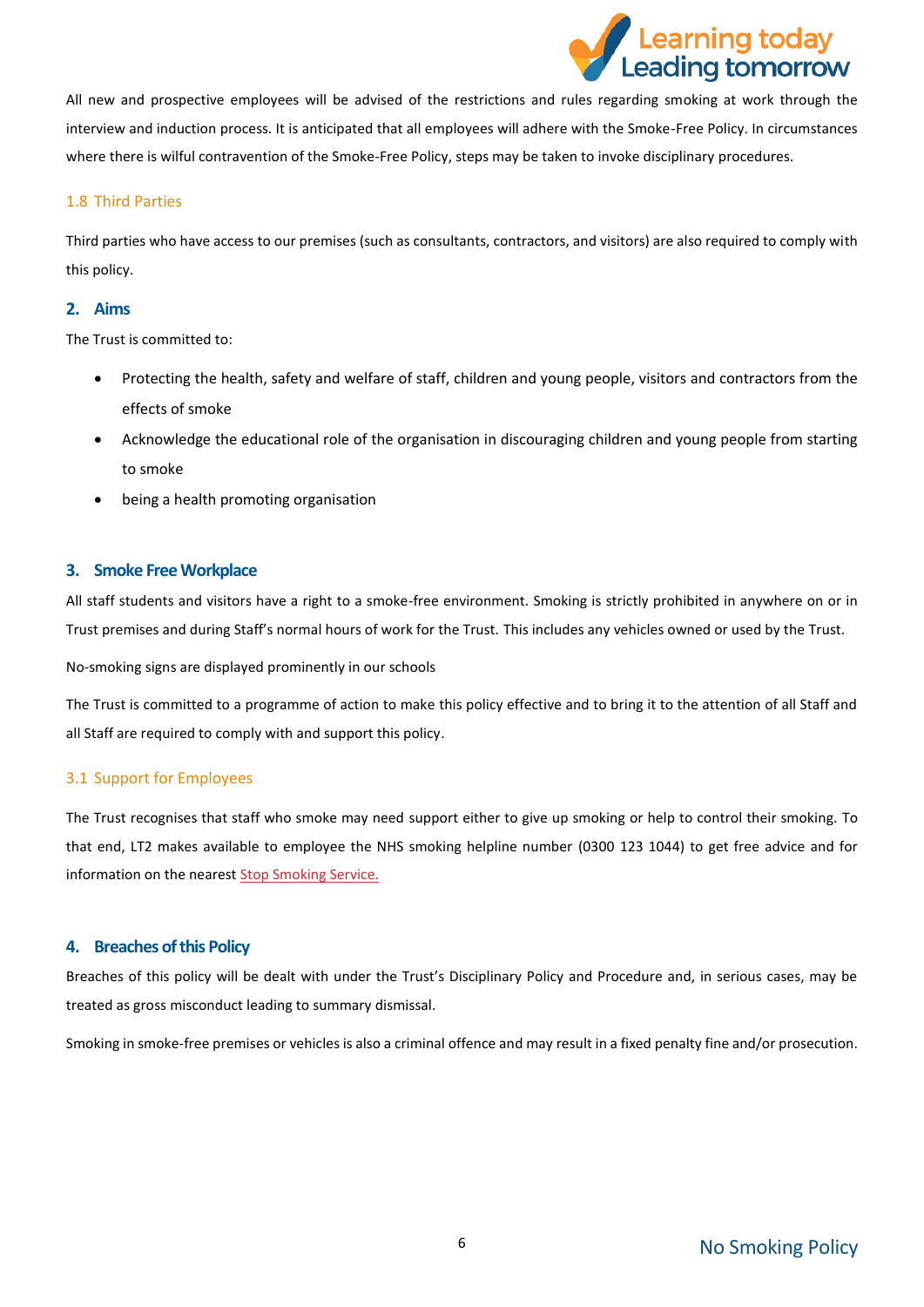All new and prospective employees will be advised of the restrictions and rules regarding smoking at work through the interview and induction process. It is anticipated that all employees will adhere with the Smoke-Free Policy. In circumstances where there is wilful contravention of the Smoke-Free Policy, steps may be taken to invoke disciplinary procedures.

### 1.8 Third Parties

Third parties who have access to our premises (such as consultants, contractors, and visitors) are also required to comply with this policy.

## 2. Aims

The Trust is committed to:

- Protecting the health, safety and welfare of staff, children and young people, visitors and contractors from the effects of smoke
- Acknowledge the educational role of the organisation in discouraging children and young people from starting to smoke
- being a health promoting organisation

## 3. Smoke Free Workplace

All staff students and visitors have a right to a smoke-free environment. Smoking is strictly prohibited in anywhere on or in Trust premises and during Staff's normal hours of work for the Trust. This includes any vehicles owned or used by the Trust.

No-smoking signs are displayed prominently in our schools

The Trust is committed to a programme of action to make this policy effective and to bring it to the attention of all Staff and all Staff are required to comply with and support this policy.

### 3.1 Support for Employees

The Trust recognises that staff who smoke may need support either to give up smoking or help to control their smoking. To that end, LT2 makes available to employee the NHS smoking helpline number (0300 123 1044) to get free advice and for information on the nearest Stop Smoking Service.

## 4. Breaches of this Policy

Breaches of this policy will be dealt with under the Trust's Disciplinary Policy and Procedure and, in serious cases, may be treated as gross misconduct leading to summary dismissal.

Smoking in smoke-free premises or vehicles is also a criminal offence and may result in a fixed penalty fine and/or prosecution.